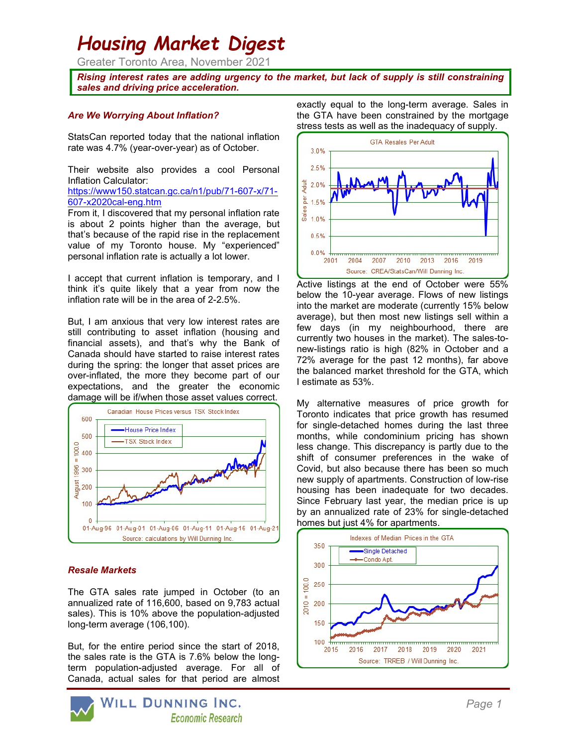# Housing Market Digest

Greater Toronto Area, November 2021

***Rising interest rates are adding urgency to the market, but lack of supply is still constraining sales and driving price acceleration.***

### *Are We Worrying About Inflation?*

StatsCan reported today that the national inflation rate was 4.7% (year-over-year) as of October.

Their website also provides a cool Personal Inflation Calculator:
https://www150.statcan.gc.ca/n1/pub/71-607-x/71-607-x2020cal-eng.htm
From it, I discovered that my personal inflation rate is about 2 points higher than the average, but that's because of the rapid rise in the replacement value of my Toronto house. My "experienced" personal inflation rate is actually a lot lower.

I accept that current inflation is temporary, and I think it's quite likely that a year from now the inflation rate will be in the area of 2-2.5%.

But, I am anxious that very low interest rates are still contributing to asset inflation (housing and financial assets), and that's why the Bank of Canada should have started to raise interest rates during the spring: the longer that asset prices are over-inflated, the more they become part of our expectations, and the greater the economic damage will be if/when those asset values correct.

### *Resale Markets*

The GTA sales rate jumped in October (to an annualized rate of 116,600, based on 9,783 actual sales). This is 10% above the population-adjusted long-term average (106,100).

But, for the entire period since the start of 2018, the sales rate is the GTA is 7.6% below the long-term population-adjusted average. For all of Canada, actual sales for that period are almost exactly equal to the long-term average. Sales in the GTA have been constrained by the mortgage stress tests as well as the inadequacy of supply.

Active listings at the end of October were 55% below the 10-year average. Flows of new listings into the market are moderate (currently 15% below average), but then most new listings sell within a few days (in my neighbourhood, there are currently two houses in the market). The sales-to-new-listings ratio is high (82% in October and a 72% average for the past 12 months), far above the balanced market threshold for the GTA, which I estimate as 53%.

My alternative measures of price growth for Toronto indicates that price growth has resumed for single-detached homes during the last three months, while condominium pricing has shown less change. This discrepancy is partly due to the shift of consumer preferences in the wake of Covid, but also because there has been so much new supply of apartments. Construction of low-rise housing has been inadequate for two decades. Since February last year, the median price is up by an annualized rate of 23% for single-detached homes but just 4% for apartments.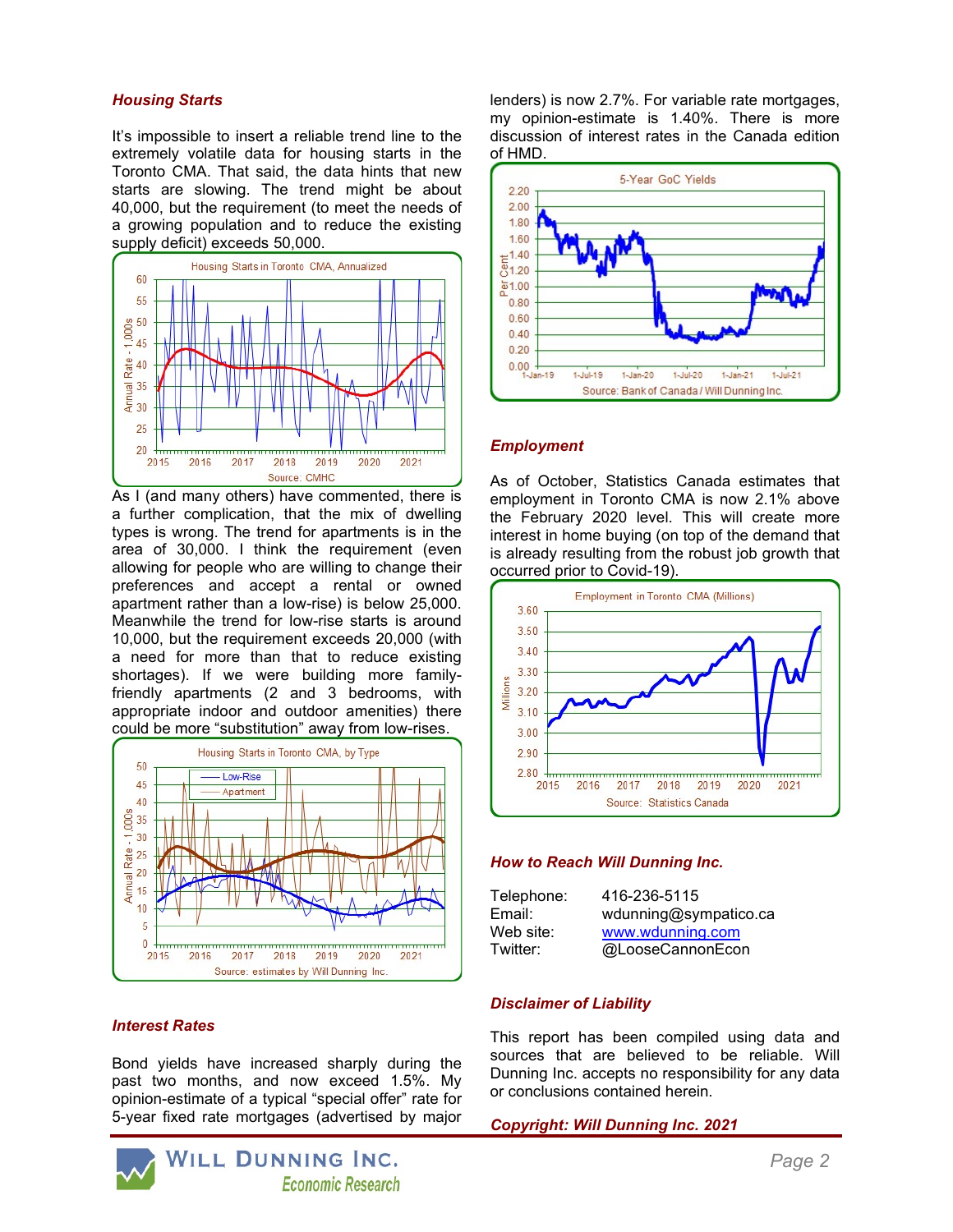### *Housing Starts*

It's impossible to insert a reliable trend line to the extremely volatile data for housing starts in the Toronto CMA. That said, the data hints that new starts are slowing. The trend might be about 40,000, but the requirement (to meet the needs of a growing population and to reduce the existing supply deficit) exceeds 50,000.

Housing Starts in Toronto CMA, Annualized

Annual Rate - 1,000s

60
55
50
45
40
35
30
25
20

2015 2016 2017 2018 2019 2020 2021

Source: CMHC

As I (and many others) have commented, there is a further complication, that the mix of dwelling types is wrong. The trend for apartments is in the area of 30,000. I think the requirement (even allowing for people who are willing to change their preferences and accept a rental or owned apartment rather than a low-rise) is below 25,000. Meanwhile the trend for low-rise starts is around 10,000, but the requirement exceeds 20,000 (with a need for more than that to reduce existing shortages). If we were building more family-friendly apartments (2 and 3 bedrooms, with appropriate indoor and outdoor amenities) there could be more "substitution" away from low-rises.

Housing Starts in Toronto CMA, by Type

Low-Rise
Apartment

Annual Rate - 1,000s

50
45
40
35
30
25
20
15
10
5
0

2015 2016 2017 2018 2019 2020 2021

Source: estimates by Will Dunning Inc.

### *Interest Rates*

Bond yields have increased sharply during the past two months, and now exceed 1.5%. My opinion-estimate of a typical "special offer" rate for 5-year fixed rate mortgages (advertised by major lenders) is now 2.7%. For variable rate mortgages, my opinion-estimate is 1.40%. There is more discussion of interest rates in the Canada edition of HMD.

5-Year GoC Yields

Per Cent

2.20
2.00
1.80
1.60
1.40
1.20
1.00
0.80
0.60
0.40
0.20
0.00

1-Jan-19 1-Jul-19 1-Jan-20 1-Jul-20 1-Jan-21 1-Jul-21

Source: Bank of Canada / Will Dunning Inc.

### *Employment*

As of October, Statistics Canada estimates that employment in Toronto CMA is now 2.1% above the February 2020 level. This will create more interest in home buying (on top of the demand that is already resulting from the robust job growth that occurred prior to Covid-19).

Employment in Toronto CMA (Millions)

Millions

3.60
3.50
3.40
3.30
3.20
3.10
3.00
2.90
2.80

2015 2016 2017 2018 2019 2020 2021

Source: Statistics Canada

### *How to Reach Will Dunning Inc.*

Telephone: 416-236-5115
Email: wdunning@sympatico.ca
Web site: www.wdunning.com
Twitter: @LooseCannonEcon

### *Disclaimer of Liability*

This report has been compiled using data and sources that are believed to be reliable. Will Dunning Inc. accepts no responsibility for any data or conclusions contained herein.

***Copyright: Will Dunning Inc. 2021***

WILL DUNNING INC.
Economic Research